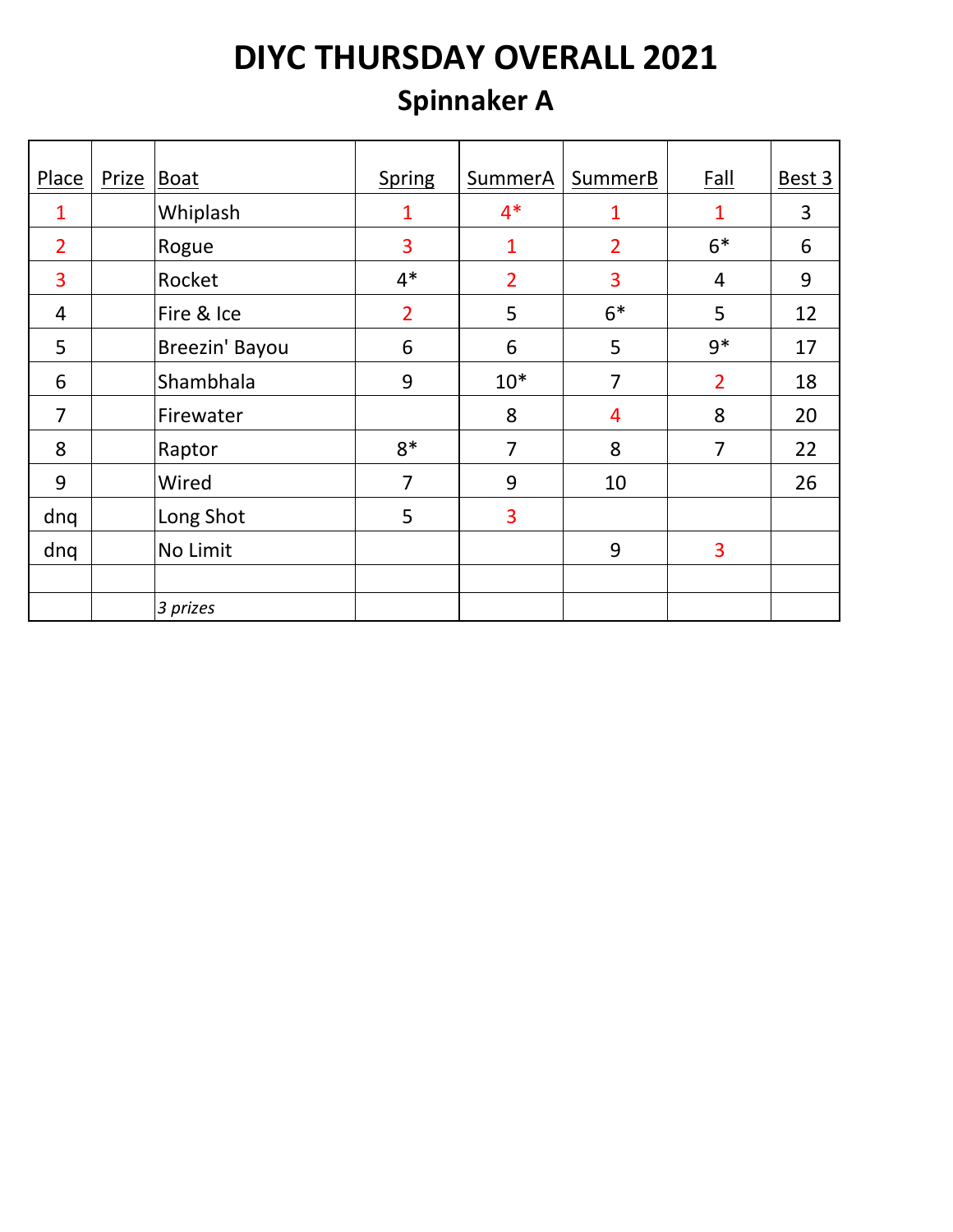# DIYC THURSDAY OVERALL 2021

## Spinnaker A

| Place | Prize | Boat | Spring | SummerA | SummerB | Fall | Best 3 |
|---|---|---|---|---|---|---|---|
| 1 | | Whiplash | 1 | 4* | 1 | 1 | 3 |
| 2 | | Rogue | 3 | 1 | 2 | 6* | 6 |
| 3 | | Rocket | 4* | 2 | 3 | 4 | 9 |
| 4 | | Fire & Ice | 2 | 5 | 6* | 5 | 12 |
| 5 | | Breezin' Bayou | 6 | 6 | 5 | 9* | 17 |
| 6 | | Shambhala | 9 | 10* | 7 | 2 | 18 |
| 7 | | Firewater | | 8 | 4 | 8 | 20 |
| 8 | | Raptor | 8* | 7 | 8 | 7 | 22 |
| 9 | | Wired | 7 | 9 | 10 | | 26 |
| dnq | | Long Shot | 5 | 3 | | | |
| dnq | | No Limit | | | 9 | 3 | |
| | | | | | | | |
| | | *3 prizes* | | | | | |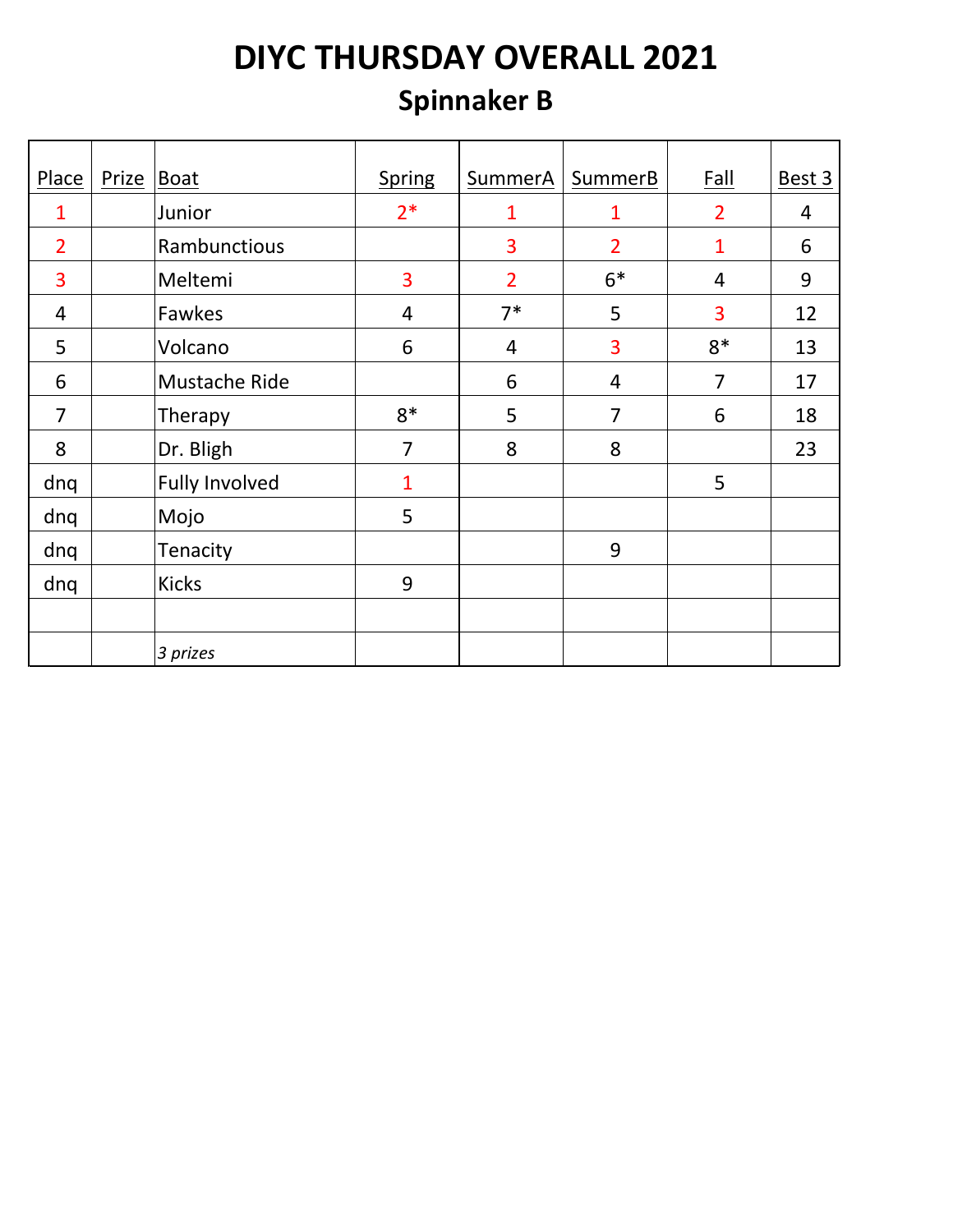# DIYC THURSDAY OVERALL 2021

## Spinnaker B

| Place | Prize | Boat | Spring | SummerA | SummerB | Fall | Best 3 |
|---|---|---|---|---|---|---|---|
| 1 | | Junior | 2* | 1 | 1 | 2 | 4 |
| 2 | | Rambunctious | | 3 | 2 | 1 | 6 |
| 3 | | Meltemi | 3 | 2 | 6* | 4 | 9 |
| 4 | | Fawkes | 4 | 7* | 5 | 3 | 12 |
| 5 | | Volcano | 6 | 4 | 3 | 8* | 13 |
| 6 | | Mustache Ride | | 6 | 4 | 7 | 17 |
| 7 | | Therapy | 8* | 5 | 7 | 6 | 18 |
| 8 | | Dr. Bligh | 7 | 8 | 8 | | 23 |
| dnq | | Fully Involved | 1 | | | 5 | |
| dnq | | Mojo | 5 | | | | |
| dnq | | Tenacity | | | 9 | | |
| dnq | | Kicks | 9 | | | | |
| | | | | | | | |
| | | *3 prizes* | | | | | |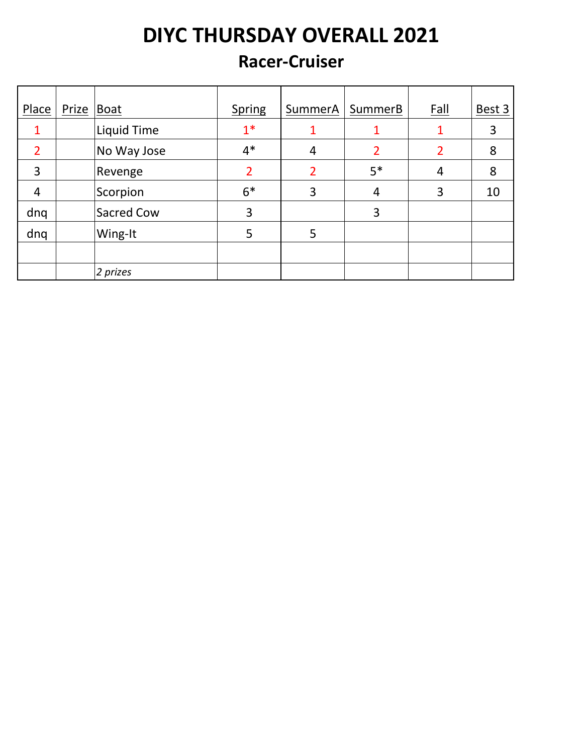# DIYC THURSDAY OVERALL 2021

## Racer-Cruiser

| Place | Prize | Boat | Spring | SummerA | SummerB | Fall | Best 3 |
|---|---|---|---|---|---|---|---|
| 1 | | Liquid Time | 1* | 1 | 1 | 1 | 3 |
| 2 | | No Way Jose | 4* | 4 | 2 | 2 | 8 |
| 3 | | Revenge | 2 | 2 | 5* | 4 | 8 |
| 4 | | Scorpion | 6* | 3 | 4 | 3 | 10 |
| dnq | | Sacred Cow | 3 | | 3 | | |
| dnq | | Wing-It | 5 | 5 | | | |
| | | | | | | | |
| | | *2 prizes* | | | | | |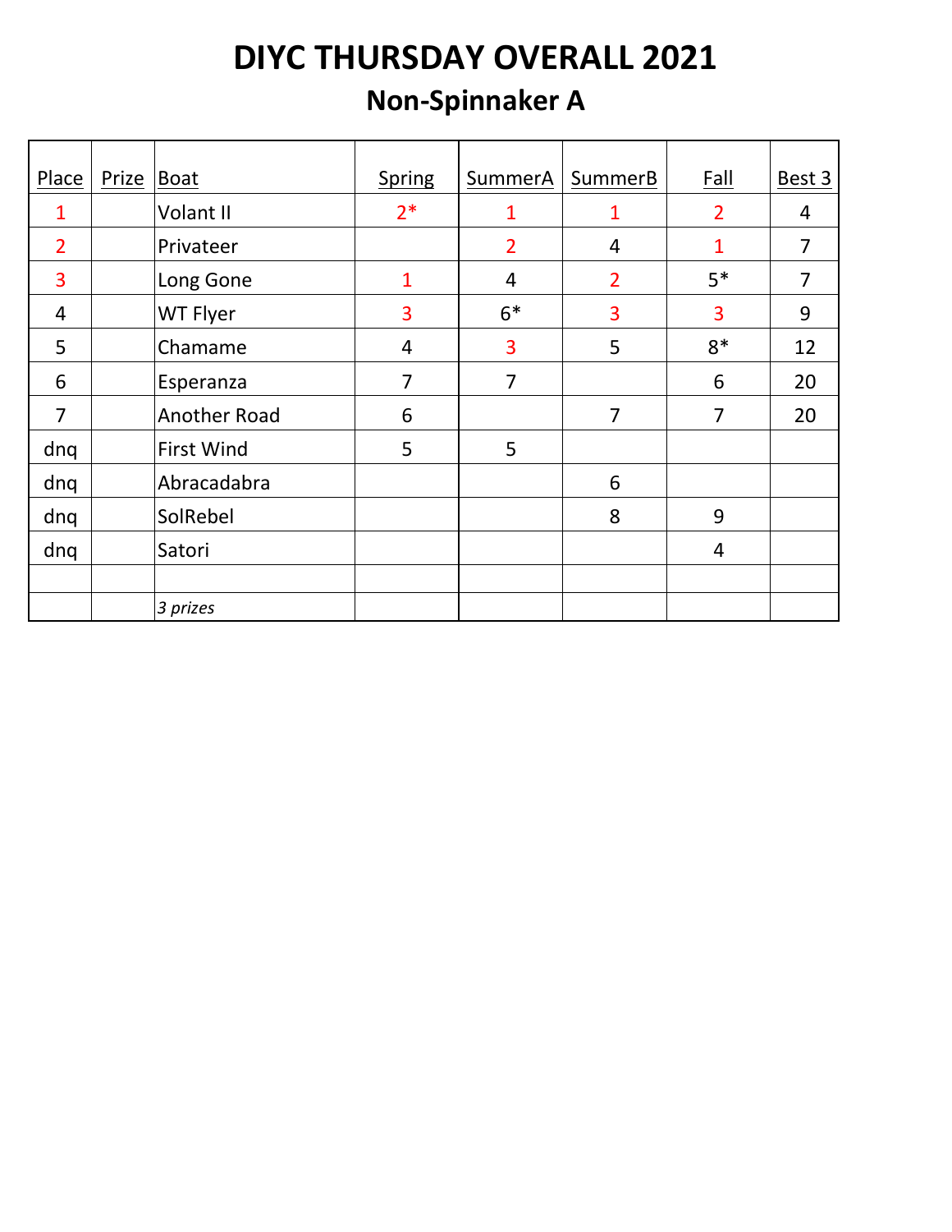# DIYC THURSDAY OVERALL 2021

## Non-Spinnaker A

| Place | Prize | Boat | Spring | SummerA | SummerB | Fall | Best 3 |
|---|---|---|---|---|---|---|---|
| 1 | | Volant II | 2* | 1 | 1 | 2 | 4 |
| 2 | | Privateer | | 2 | 4 | 1 | 7 |
| 3 | | Long Gone | 1 | 4 | 2 | 5* | 7 |
| 4 | | WT Flyer | 3 | 6* | 3 | 3 | 9 |
| 5 | | Chamame | 4 | 3 | 5 | 8* | 12 |
| 6 | | Esperanza | 7 | 7 | | 6 | 20 |
| 7 | | Another Road | 6 | | 7 | 7 | 20 |
| dnq | | First Wind | 5 | 5 | | | |
| dnq | | Abracadabra | | | 6 | | |
| dnq | | SolRebel | | | 8 | 9 | |
| dnq | | Satori | | | | 4 | |
| | | | | | | | |
| | | *3 prizes* | | | | | |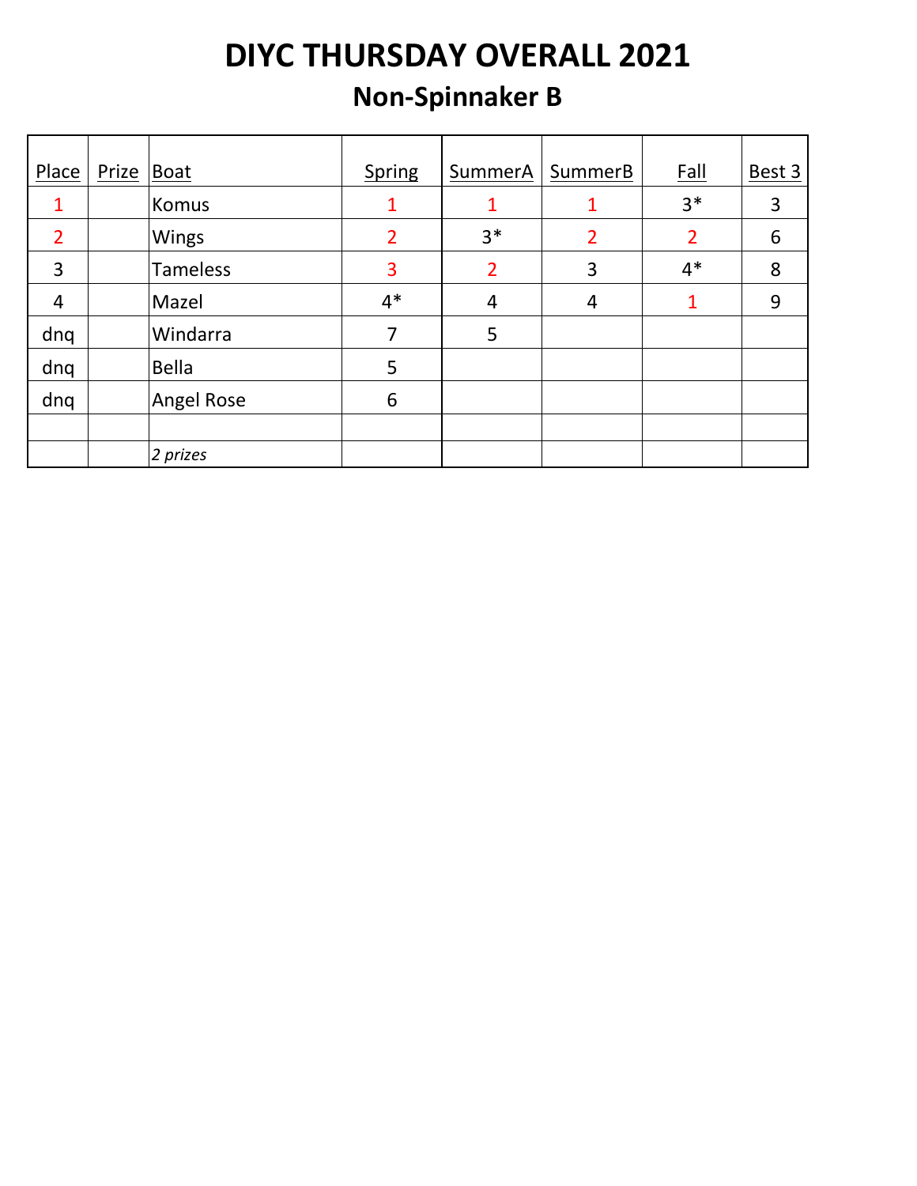# DIYC THURSDAY OVERALL 2021

## Non-Spinnaker B

| Place | Prize | Boat | Spring | SummerA | SummerB | Fall | Best 3 |
|---|---|---|---|---|---|---|---|
| 1 | | Komus | 1 | 1 | 1 | 3* | 3 |
| 2 | | Wings | 2 | 3* | 2 | 2 | 6 |
| 3 | | Tameless | 3 | 2 | 3 | 4* | 8 |
| 4 | | Mazel | 4* | 4 | 4 | 1 | 9 |
| dnq | | Windarra | 7 | 5 | | | |
| dnq | | Bella | 5 | | | | |
| dnq | | Angel Rose | 6 | | | | |
| | | | | | | | |
| | | *2 prizes* | | | | | |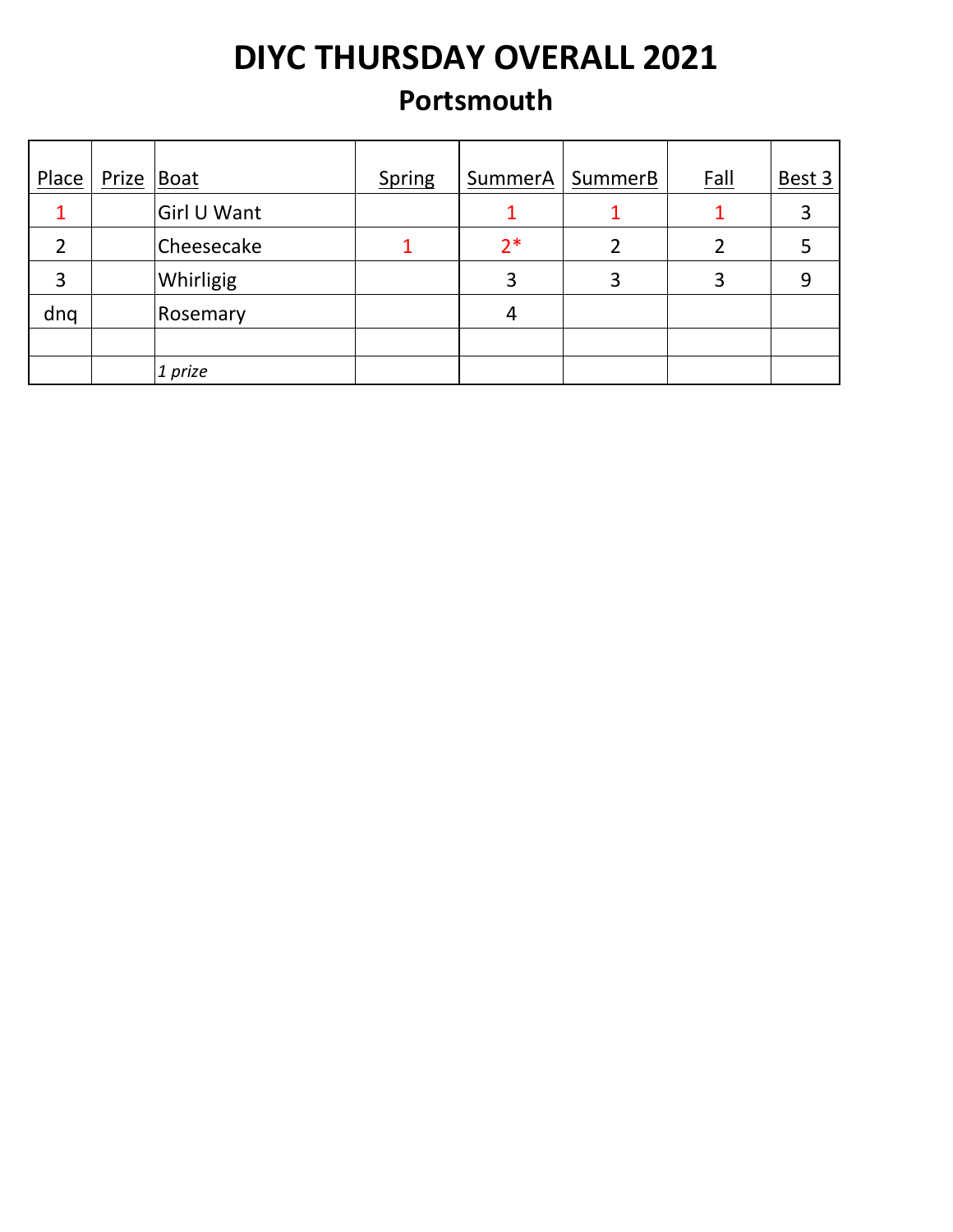# DIYC THURSDAY OVERALL 2021

## Portsmouth

| Place | Prize | Boat | Spring | SummerA | SummerB | Fall | Best 3 |
|---|---|---|---|---|---|---|---|
| 1 | | Girl U Want | | 1 | 1 | 1 | 3 |
| 2 | | Cheesecake | 1 | 2* | 2 | 2 | 5 |
| 3 | | Whirligig | | 3 | 3 | 3 | 9 |
| dnq | | Rosemary | | 4 | | | |
| | | | | | | | |
| | | *1 prize* | | | | | |